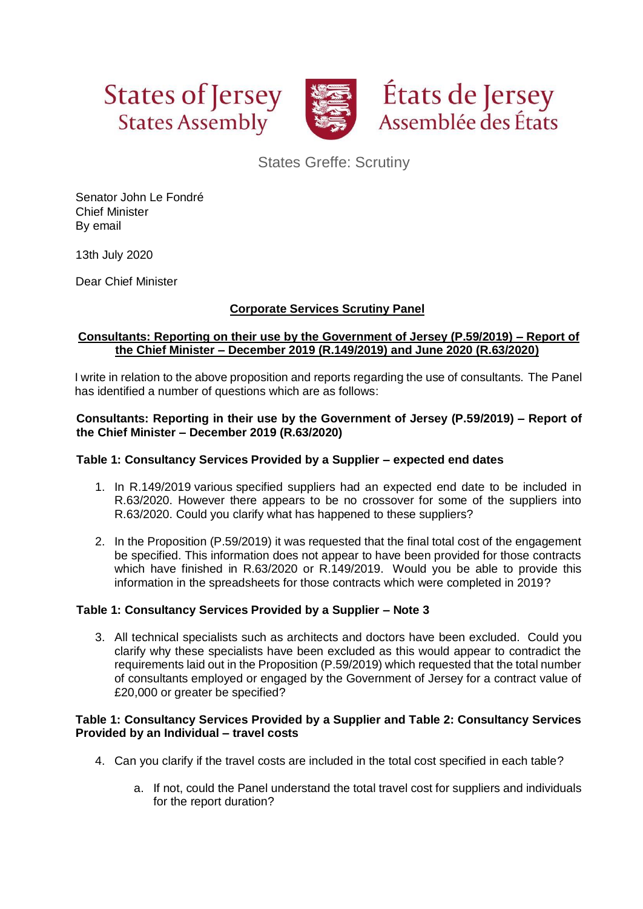States of Jersey
States Assembly

États de Jersey
Assemblée des États

States Greffe: Scrutiny

Senator John Le Fondré
Chief Minister
By email

13th July 2020

Dear Chief Minister

**Corporate Services Scrutiny Panel**

**Consultants: Reporting on their use by the Government of Jersey (P.59/2019) – Report of the Chief Minister – December 2019 (R.149/2019) and June 2020 (R.63/2020)**

I write in relation to the above proposition and reports regarding the use of consultants. The Panel has identified a number of questions which are as follows:

**Consultants: Reporting in their use by the Government of Jersey (P.59/2019) – Report of the Chief Minister – December 2019 (R.63/2020)**

**Table 1: Consultancy Services Provided by a Supplier – expected end dates**

1. In R.149/2019 various specified suppliers had an expected end date to be included in R.63/2020. However there appears to be no crossover for some of the suppliers into R.63/2020. Could you clarify what has happened to these suppliers?

2. In the Proposition (P.59/2019) it was requested that the final total cost of the engagement be specified. This information does not appear to have been provided for those contracts which have finished in R.63/2020 or R.149/2019. Would you be able to provide this information in the spreadsheets for those contracts which were completed in 2019?

**Table 1: Consultancy Services Provided by a Supplier – Note 3**

3. All technical specialists such as architects and doctors have been excluded. Could you clarify why these specialists have been excluded as this would appear to contradict the requirements laid out in the Proposition (P.59/2019) which requested that the total number of consultants employed or engaged by the Government of Jersey for a contract value of £20,000 or greater be specified?

**Table 1: Consultancy Services Provided by a Supplier and Table 2: Consultancy Services Provided by an Individual – travel costs**

4. Can you clarify if the travel costs are included in the total cost specified in each table?

   a. If not, could the Panel understand the total travel cost for suppliers and individuals for the report duration?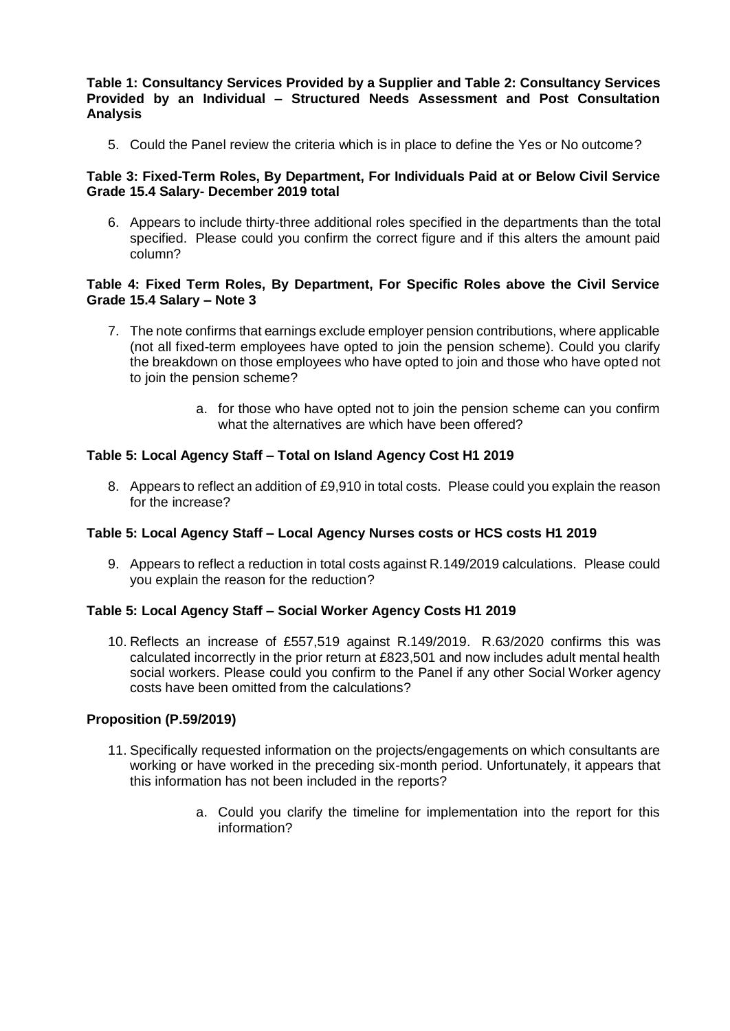**Table 1: Consultancy Services Provided by a Supplier and Table 2: Consultancy Services Provided by an Individual – Structured Needs Assessment and Post Consultation Analysis**

5. Could the Panel review the criteria which is in place to define the Yes or No outcome?

**Table 3: Fixed-Term Roles, By Department, For Individuals Paid at or Below Civil Service Grade 15.4 Salary- December 2019 total**

6. Appears to include thirty-three additional roles specified in the departments than the total specified. Please could you confirm the correct figure and if this alters the amount paid column?

**Table 4: Fixed Term Roles, By Department, For Specific Roles above the Civil Service Grade 15.4 Salary – Note 3**

7. The note confirms that earnings exclude employer pension contributions, where applicable (not all fixed-term employees have opted to join the pension scheme). Could you clarify the breakdown on those employees who have opted to join and those who have opted not to join the pension scheme?

    a. for those who have opted not to join the pension scheme can you confirm what the alternatives are which have been offered?

**Table 5: Local Agency Staff – Total on Island Agency Cost H1 2019**

8. Appears to reflect an addition of £9,910 in total costs. Please could you explain the reason for the increase?

**Table 5: Local Agency Staff – Local Agency Nurses costs or HCS costs H1 2019**

9. Appears to reflect a reduction in total costs against R.149/2019 calculations. Please could you explain the reason for the reduction?

**Table 5: Local Agency Staff – Social Worker Agency Costs H1 2019**

10. Reflects an increase of £557,519 against R.149/2019. R.63/2020 confirms this was calculated incorrectly in the prior return at £823,501 and now includes adult mental health social workers. Please could you confirm to the Panel if any other Social Worker agency costs have been omitted from the calculations?

**Proposition (P.59/2019)**

11. Specifically requested information on the projects/engagements on which consultants are working or have worked in the preceding six-month period. Unfortunately, it appears that this information has not been included in the reports?

    a. Could you clarify the timeline for implementation into the report for this information?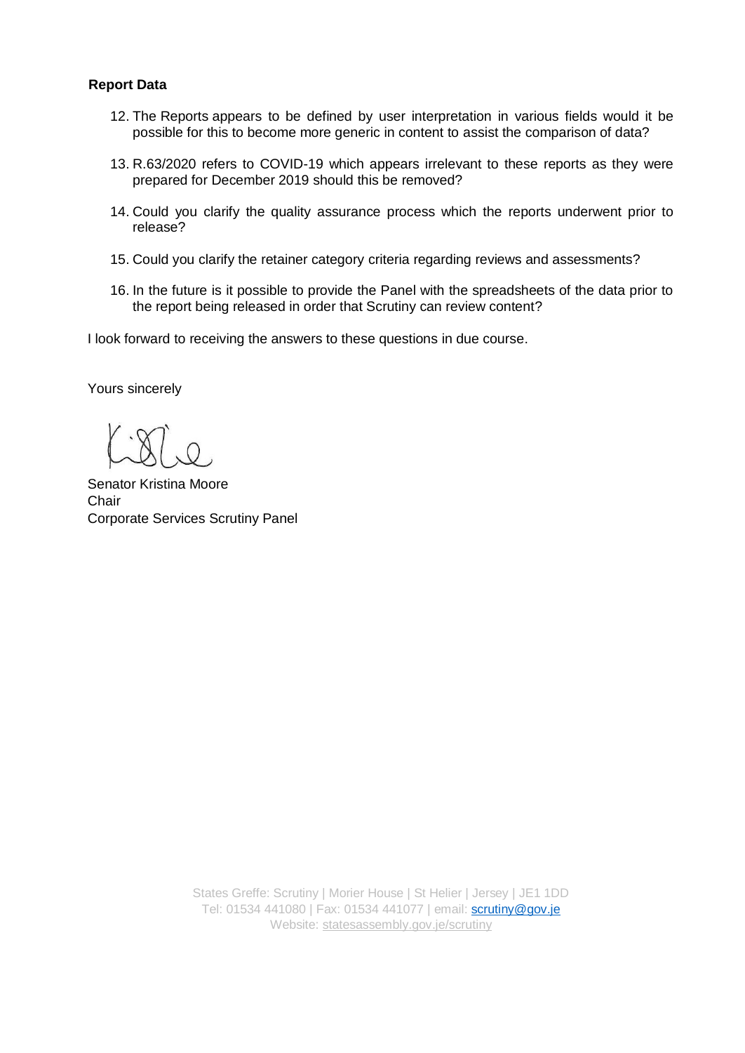**Report Data**

12. The Reports appears to be defined by user interpretation in various fields would it be possible for this to become more generic in content to assist the comparison of data?
13. R.63/2020 refers to COVID-19 which appears irrelevant to these reports as they were prepared for December 2019 should this be removed?
14. Could you clarify the quality assurance process which the reports underwent prior to release?
15. Could you clarify the retainer category criteria regarding reviews and assessments?
16. In the future is it possible to provide the Panel with the spreadsheets of the data prior to the report being released in order that Scrutiny can review content?

I look forward to receiving the answers to these questions in due course.

Yours sincerely

Senator Kristina Moore
Chair
Corporate Services Scrutiny Panel